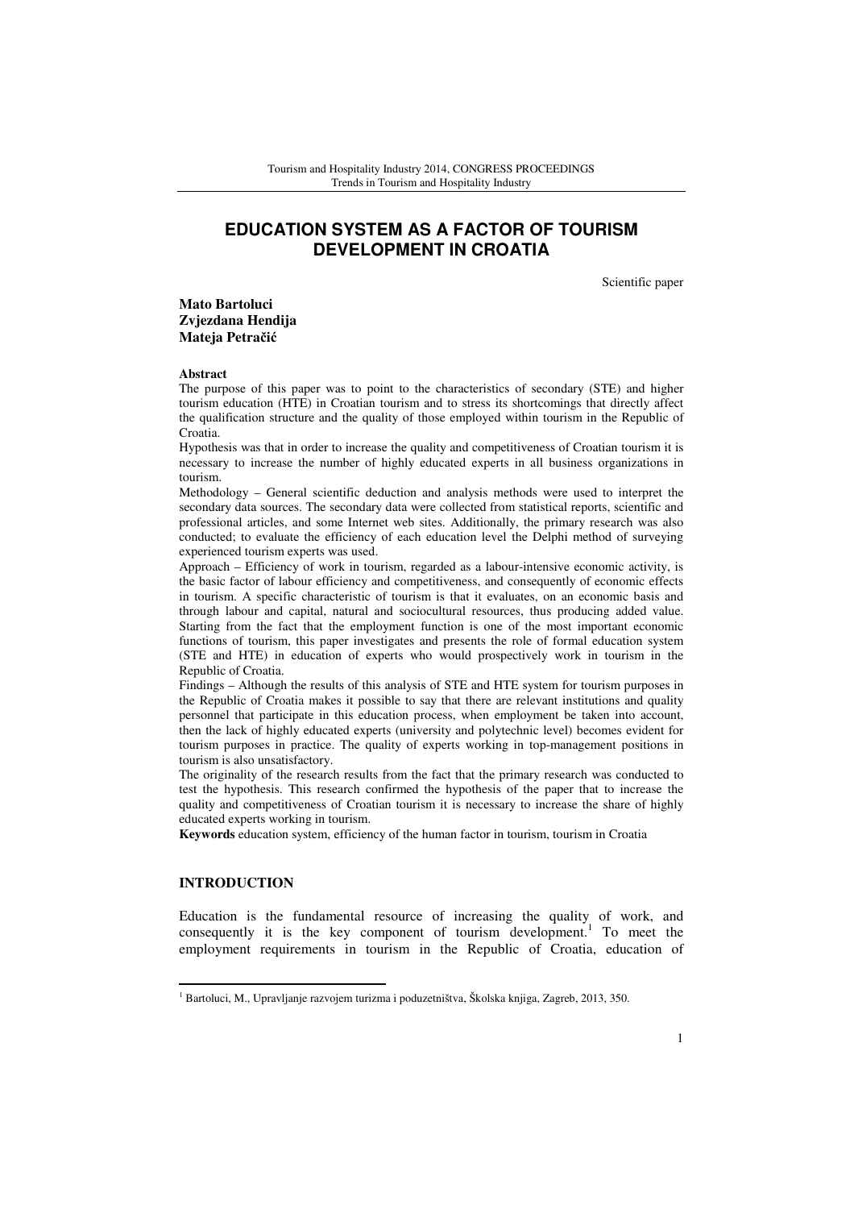# EDUCATION SYSTEM AS A FACTOR OF TOURISM DEVELOPMENT IN CROATIA

Scientific paper

**Mato Bartoluci**
**Zvjezdana Hendija**
**Mateja Petračić**

**Abstract**

The purpose of this paper was to point to the characteristics of secondary (STE) and higher tourism education (HTE) in Croatian tourism and to stress its shortcomings that directly affect the qualification structure and the quality of those employed within tourism in the Republic of Croatia.

Hypothesis was that in order to increase the quality and competitiveness of Croatian tourism it is necessary to increase the number of highly educated experts in all business organizations in tourism.

Methodology – General scientific deduction and analysis methods were used to interpret the secondary data sources. The secondary data were collected from statistical reports, scientific and professional articles, and some Internet web sites. Additionally, the primary research was also conducted; to evaluate the efficiency of each education level the Delphi method of surveying experienced tourism experts was used.

Approach – Efficiency of work in tourism, regarded as a labour-intensive economic activity, is the basic factor of labour efficiency and competitiveness, and consequently of economic effects in tourism. A specific characteristic of tourism is that it evaluates, on an economic basis and through labour and capital, natural and sociocultural resources, thus producing added value. Starting from the fact that the employment function is one of the most important economic functions of tourism, this paper investigates and presents the role of formal education system (STE and HTE) in education of experts who would prospectively work in tourism in the Republic of Croatia.

Findings – Although the results of this analysis of STE and HTE system for tourism purposes in the Republic of Croatia makes it possible to say that there are relevant institutions and quality personnel that participate in this education process, when employment be taken into account, then the lack of highly educated experts (university and polytechnic level) becomes evident for tourism purposes in practice. The quality of experts working in top-management positions in tourism is also unsatisfactory.

The originality of the research results from the fact that the primary research was conducted to test the hypothesis. This research confirmed the hypothesis of the paper that to increase the quality and competitiveness of Croatian tourism it is necessary to increase the share of highly educated experts working in tourism.

**Keywords** education system, efficiency of the human factor in tourism, tourism in Croatia

## INTRODUCTION

Education is the fundamental resource of increasing the quality of work, and consequently it is the key component of tourism development.[1] To meet the employment requirements in tourism in the Republic of Croatia, education of

[1] Bartoluci, M., Upravljanje razvojem turizma i poduzetništva, Školska knjiga, Zagreb, 2013, 350.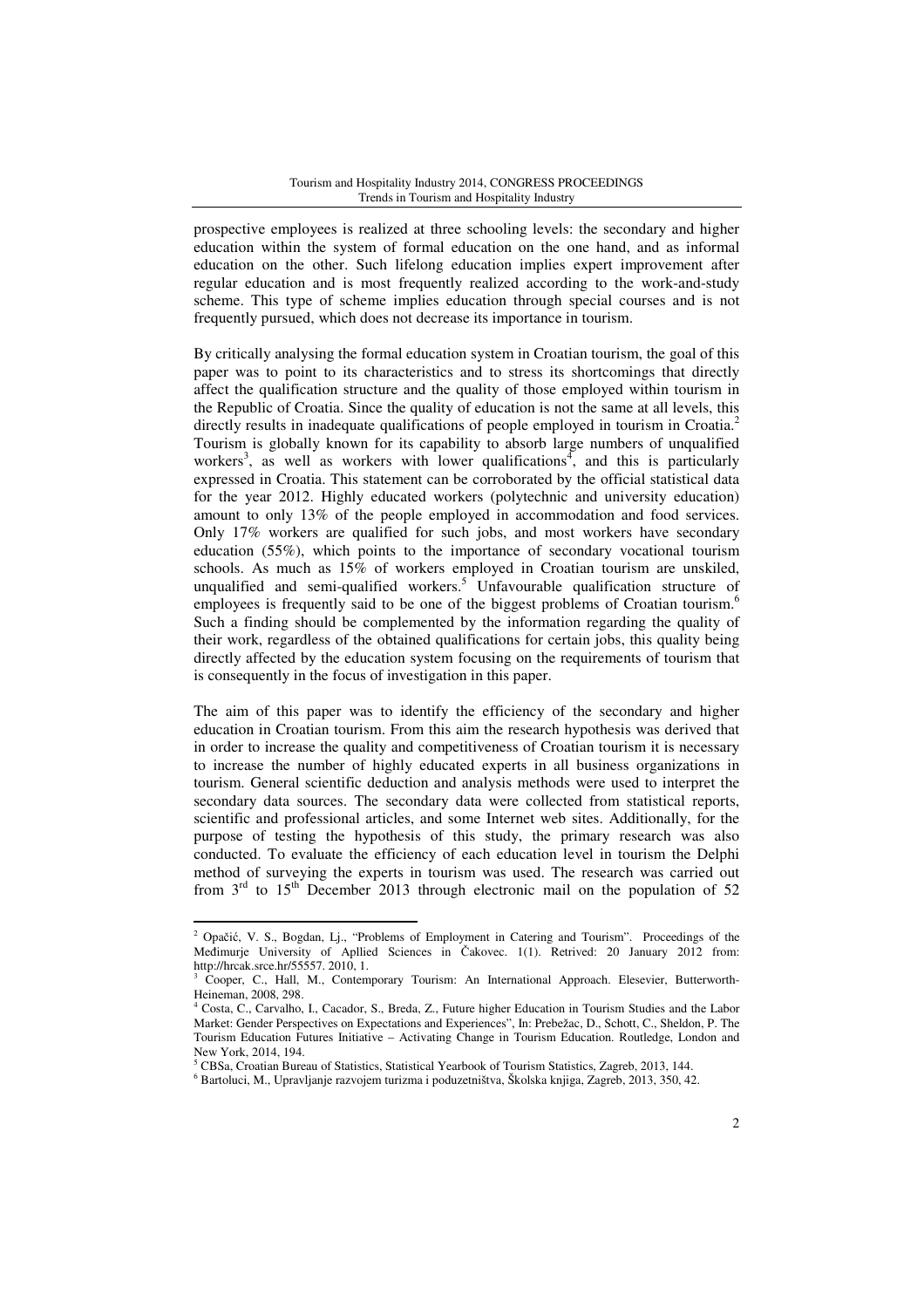prospective employees is realized at three schooling levels: the secondary and higher education within the system of formal education on the one hand, and as informal education on the other. Such lifelong education implies expert improvement after regular education and is most frequently realized according to the work-and-study scheme. This type of scheme implies education through special courses and is not frequently pursued, which does not decrease its importance in tourism.

By critically analysing the formal education system in Croatian tourism, the goal of this paper was to point to its characteristics and to stress its shortcomings that directly affect the qualification structure and the quality of those employed within tourism in the Republic of Croatia. Since the quality of education is not the same at all levels, this directly results in inadequate qualifications of people employed in tourism in Croatia.[2] Tourism is globally known for its capability to absorb large numbers of unqualified workers[3], as well as workers with lower qualifications[4], and this is particularly expressed in Croatia. This statement can be corroborated by the official statistical data for the year 2012. Highly educated workers (polytechnic and university education) amount to only 13% of the people employed in accommodation and food services. Only 17% workers are qualified for such jobs, and most workers have secondary education (55%), which points to the importance of secondary vocational tourism schools. As much as 15% of workers employed in Croatian tourism are unskiled, unqualified and semi-qualified workers.[5] Unfavourable qualification structure of employees is frequently said to be one of the biggest problems of Croatian tourism.[6] Such a finding should be complemented by the information regarding the quality of their work, regardless of the obtained qualifications for certain jobs, this quality being directly affected by the education system focusing on the requirements of tourism that is consequently in the focus of investigation in this paper.

The aim of this paper was to identify the efficiency of the secondary and higher education in Croatian tourism. From this aim the research hypothesis was derived that in order to increase the quality and competitiveness of Croatian tourism it is necessary to increase the number of highly educated experts in all business organizations in tourism. General scientific deduction and analysis methods were used to interpret the secondary data sources. The secondary data were collected from statistical reports, scientific and professional articles, and some Internet web sites. Additionally, for the purpose of testing the hypothesis of this study, the primary research was also conducted. To evaluate the efficiency of each education level in tourism the Delphi method of surveying the experts in tourism was used. The research was carried out from 3rd to 15th December 2013 through electronic mail on the population of 52

---

[2] Opačić, V. S., Bogdan, Lj., "Problems of Employment in Catering and Tourism". Proceedings of the Međimurje University of Apllied Sciences in Čakovec. 1(1). Retrived: 20 January 2012 from: http://hrcak.srce.hr/55557. 2010, 1.

[3] Cooper, C., Hall, M., Contemporary Tourism: An International Approach. Elesevier, Butterworth-Heineman, 2008, 298.

[4] Costa, C., Carvalho, I., Cacador, S., Breda, Z., Future higher Education in Tourism Studies and the Labor Market: Gender Perspectives on Expectations and Experiences", In: Prebežac, D., Schott, C., Sheldon, P. The Tourism Education Futures Initiative – Activating Change in Tourism Education. Routledge, London and New York, 2014, 194.

[5] CBSa, Croatian Bureau of Statistics, Statistical Yearbook of Tourism Statistics, Zagreb, 2013, 144.

[6] Bartoluci, M., Upravljanje razvojem turizma i poduzetništva, Školska knjiga, Zagreb, 2013, 350, 42.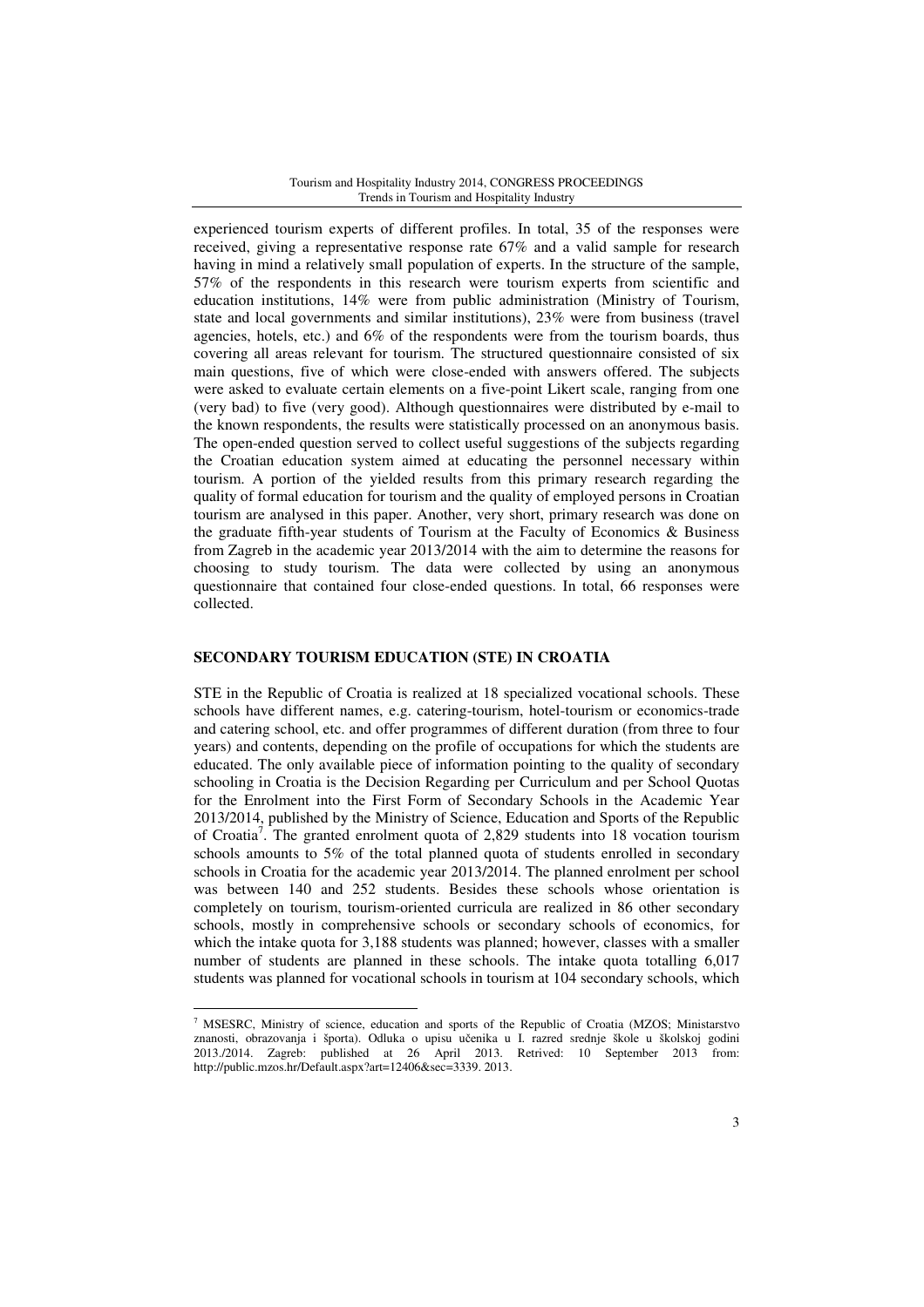experienced tourism experts of different profiles. In total, 35 of the responses were received, giving a representative response rate 67% and a valid sample for research having in mind a relatively small population of experts. In the structure of the sample, 57% of the respondents in this research were tourism experts from scientific and education institutions, 14% were from public administration (Ministry of Tourism, state and local governments and similar institutions), 23% were from business (travel agencies, hotels, etc.) and 6% of the respondents were from the tourism boards, thus covering all areas relevant for tourism. The structured questionnaire consisted of six main questions, five of which were close-ended with answers offered. The subjects were asked to evaluate certain elements on a five-point Likert scale, ranging from one (very bad) to five (very good). Although questionnaires were distributed by e-mail to the known respondents, the results were statistically processed on an anonymous basis. The open-ended question served to collect useful suggestions of the subjects regarding the Croatian education system aimed at educating the personnel necessary within tourism. A portion of the yielded results from this primary research regarding the quality of formal education for tourism and the quality of employed persons in Croatian tourism are analysed in this paper. Another, very short, primary research was done on the graduate fifth-year students of Tourism at the Faculty of Economics & Business from Zagreb in the academic year 2013/2014 with the aim to determine the reasons for choosing to study tourism. The data were collected by using an anonymous questionnaire that contained four close-ended questions. In total, 66 responses were collected.

## SECONDARY TOURISM EDUCATION (STE) IN CROATIA

STE in the Republic of Croatia is realized at 18 specialized vocational schools. These schools have different names, e.g. catering-tourism, hotel-tourism or economics-trade and catering school, etc. and offer programmes of different duration (from three to four years) and contents, depending on the profile of occupations for which the students are educated. The only available piece of information pointing to the quality of secondary schooling in Croatia is the Decision Regarding per Curriculum and per School Quotas for the Enrolment into the First Form of Secondary Schools in the Academic Year 2013/2014, published by the Ministry of Science, Education and Sports of the Republic of Croatia[7]. The granted enrolment quota of 2,829 students into 18 vocation tourism schools amounts to 5% of the total planned quota of students enrolled in secondary schools in Croatia for the academic year 2013/2014. The planned enrolment per school was between 140 and 252 students. Besides these schools whose orientation is completely on tourism, tourism-oriented curricula are realized in 86 other secondary schools, mostly in comprehensive schools or secondary schools of economics, for which the intake quota for 3,188 students was planned; however, classes with a smaller number of students are planned in these schools. The intake quota totalling 6,017 students was planned for vocational schools in tourism at 104 secondary schools, which

[7] MSESRC, Ministry of science, education and sports of the Republic of Croatia (MZOS; Ministarstvo znanosti, obrazovanja i športa). Odluka o upisu učenika u I. razred srednje škole u školskoj godini 2013./2014. Zagreb: published at 26 April 2013. Retrived: 10 September 2013 from: http://public.mzos.hr/Default.aspx?art=12406&sec=3339. 2013.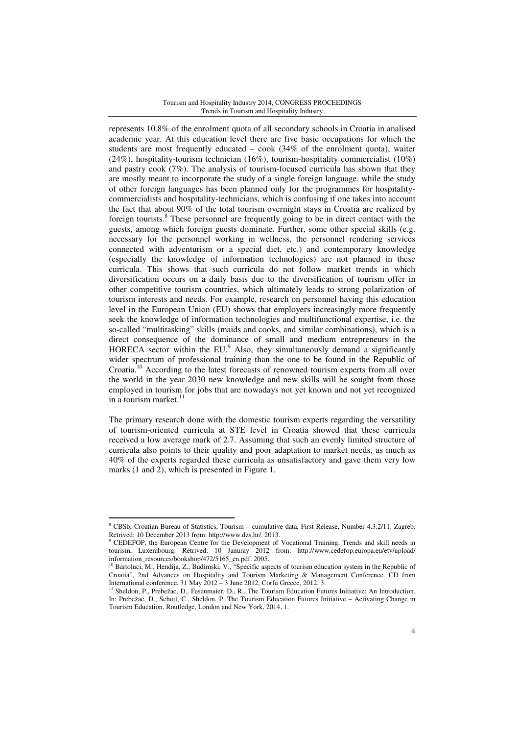represents 10.8% of the enrolment quota of all secondary schools in Croatia in analised academic year. At this education level there are five basic occupations for which the students are most frequently educated – cook (34% of the enrolment quota), waiter (24%), hospitality-tourism technician (16%), tourism-hospitality commercialist (10%) and pastry cook (7%). The analysis of tourism-focused curricula has shown that they are mostly meant to incorporate the study of a single foreign language, while the study of other foreign languages has been planned only for the programmes for hospitality-commercialists and hospitality-technicians, which is confusing if one takes into account the fact that about 90% of the total tourism overnight stays in Croatia are realized by foreign tourists.[8] These personnel are frequently going to be in direct contact with the guests, among which foreign guests dominate. Further, some other special skills (e.g. necessary for the personnel working in wellness, the personnel rendering services connected with adventurism or a special diet, etc.) and contemporary knowledge (especially the knowledge of information technologies) are not planned in these curricula. This shows that such curricula do not follow market trends in which diversification occurs on a daily basis due to the diversification of tourism offer in other competitive tourism countries, which ultimately leads to strong polarization of tourism interests and needs. For example, research on personnel having this education level in the European Union (EU) shows that employers increasingly more frequently seek the knowledge of information technologies and multifunctional expertise, i.e. the so-called "multitasking" skills (maids and cooks, and similar combinations), which is a direct consequence of the dominance of small and medium entrepreneurs in the HORECA sector within the EU.[9] Also, they simultaneously demand a significantly wider spectrum of professional training than the one to be found in the Republic of Croatia.[10] According to the latest forecasts of renowned tourism experts from all over the world in the year 2030 new knowledge and new skills will be sought from those employed in tourism for jobs that are nowadays not yet known and not yet recognized in a tourism market.[11]

The primary research done with the domestic tourism experts regarding the versatility of tourism-oriented curricula at STE level in Croatia showed that these curricula received a low average mark of 2.7. Assuming that such an evenly limited structure of curricula also points to their quality and poor adaptation to market needs, as much as 40% of the experts regarded these curricula as unsatisfactory and gave them very low marks (1 and 2), which is presented in Figure 1.

---

[8] CBSb, Croatian Bureau of Statistics, Tourism – cumulative data, First Release, Number 4.3.2/11. Zagreb. Retrived: 10 December 2013 from: http://www.dzs.hr/. 2013.

[9] CEDEFOP, the European Centre for the Development of Vocational Training. Trends and skill needs in tourism, Luxembourg. Retrived: 10 Januray 2012 from: http://www.cedefop.europa.eu/etv/upload/information_resources/bookshop/472/5165_en.pdf. 2005.

[10] Bartoluci, M., Hendija, Z., Budimski, V., "Specific aspects of tourism education system in the Republic of Croatia", 2nd Advances on Hospitality and Tourism Marketing & Management Conference. CD from International conference, 31 May 2012 – 3 June 2012, Corfu Greece, 2012, 3.

[11] Sheldon, P., Prebežac, D., Fesenmaier, D., R., The Tourism Education Futures Initiative: An Introduction. In: Prebežac, D., Schott, C., Sheldon, P. The Tourism Education Futures Initiative – Activating Change in Tourism Education. Routledge, London and New York, 2014, 1.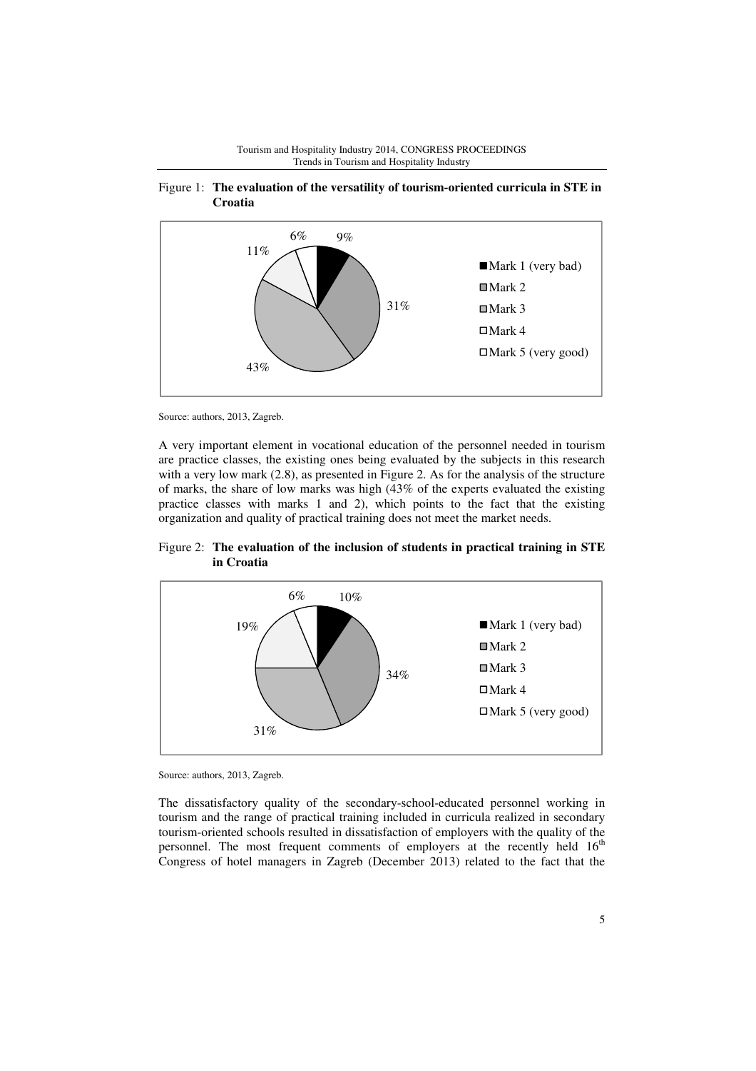Figure 1: **The evaluation of the versatility of tourism-oriented curricula in STE in Croatia**

| Mark | Share |
|---|---|
| Mark 1 (very bad) | 9% |
| Mark 2 | 31% |
| Mark 3 | 43% |
| Mark 4 | 11% |
| Mark 5 (very good) | 6% |

Source: authors, 2013, Zagreb.

A very important element in vocational education of the personnel needed in tourism are practice classes, the existing ones being evaluated by the subjects in this research with a very low mark (2.8), as presented in Figure 2. As for the analysis of the structure of marks, the share of low marks was high (43% of the experts evaluated the existing practice classes with marks 1 and 2), which points to the fact that the existing organization and quality of practical training does not meet the market needs.

Figure 2: **The evaluation of the inclusion of students in practical training in STE in Croatia**

| Mark | Share |
|---|---|
| Mark 1 (very bad) | 10% |
| Mark 2 | 34% |
| Mark 3 | 31% |
| Mark 4 | 19% |
| Mark 5 (very good) | 6% |

Source: authors, 2013, Zagreb.

The dissatisfactory quality of the secondary-school-educated personnel working in tourism and the range of practical training included in curricula realized in secondary tourism-oriented schools resulted in dissatisfaction of employers with the quality of the personnel. The most frequent comments of employers at the recently held 16th Congress of hotel managers in Zagreb (December 2013) related to the fact that the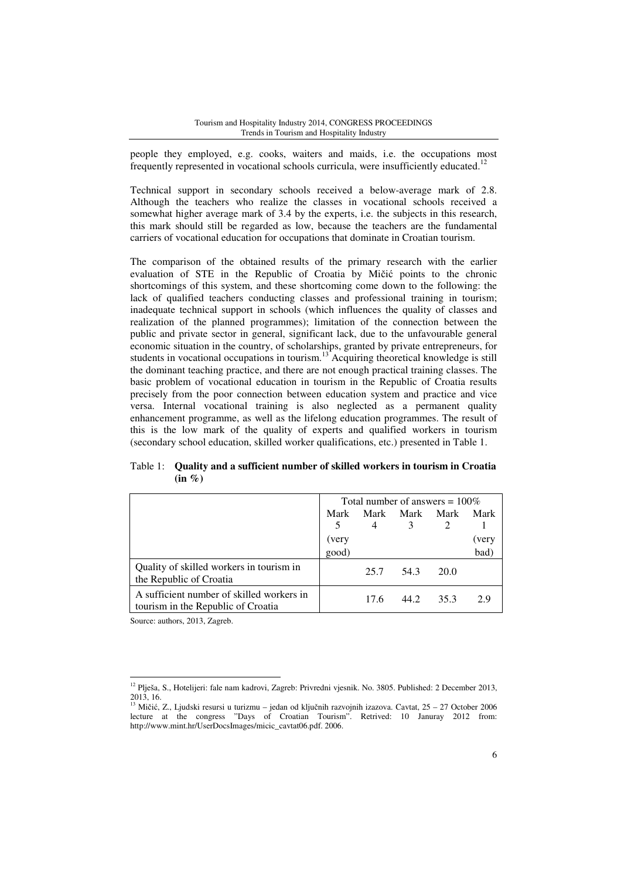people they employed, e.g. cooks, waiters and maids, i.e. the occupations most frequently represented in vocational schools curricula, were insufficiently educated.[12]

Technical support in secondary schools received a below-average mark of 2.8. Although the teachers who realize the classes in vocational schools received a somewhat higher average mark of 3.4 by the experts, i.e. the subjects in this research, this mark should still be regarded as low, because the teachers are the fundamental carriers of vocational education for occupations that dominate in Croatian tourism.

The comparison of the obtained results of the primary research with the earlier evaluation of STE in the Republic of Croatia by Mičić points to the chronic shortcomings of this system, and these shortcoming come down to the following: the lack of qualified teachers conducting classes and professional training in tourism; inadequate technical support in schools (which influences the quality of classes and realization of the planned programmes); limitation of the connection between the public and private sector in general, significant lack, due to the unfavourable general economic situation in the country, of scholarships, granted by private entrepreneurs, for students in vocational occupations in tourism.[13] Acquiring theoretical knowledge is still the dominant teaching practice, and there are not enough practical training classes. The basic problem of vocational education in tourism in the Republic of Croatia results precisely from the poor connection between education system and practice and vice versa. Internal vocational training is also neglected as a permanent quality enhancement programme, as well as the lifelong education programmes. The result of this is the low mark of the quality of experts and qualified workers in tourism (secondary school education, skilled worker qualifications, etc.) presented in Table 1.

Table 1: **Quality and a sufficient number of skilled workers in tourism in Croatia (in %)**

| | Total number of answers = 100% | | | | |
|---|---|---|---|---|---|
| | Mark 5 (very good) | Mark 4 | Mark 3 | Mark 2 | Mark 1 (very bad) |
| Quality of skilled workers in tourism in the Republic of Croatia | | 25.7 | 54.3 | 20.0 | |
| A sufficient number of skilled workers in tourism in the Republic of Croatia | | 17.6 | 44.2 | 35.3 | 2.9 |

Source: authors, 2013, Zagreb.

[12] Plješa, S., Hotelijeri: fale nam kadrovi, Zagreb: Privredni vjesnik. No. 3805. Published: 2 December 2013, 2013, 16.

[13] Mičić, Z., Ljudski resursi u turizmu – jedan od ključnih razvojnih izazova. Cavtat, 25 – 27 October 2006 lecture at the congress "Days of Croatian Tourism". Retrived: 10 Januray 2012 from: http://www.mint.hr/UserDocsImages/micic_cavtat06.pdf. 2006.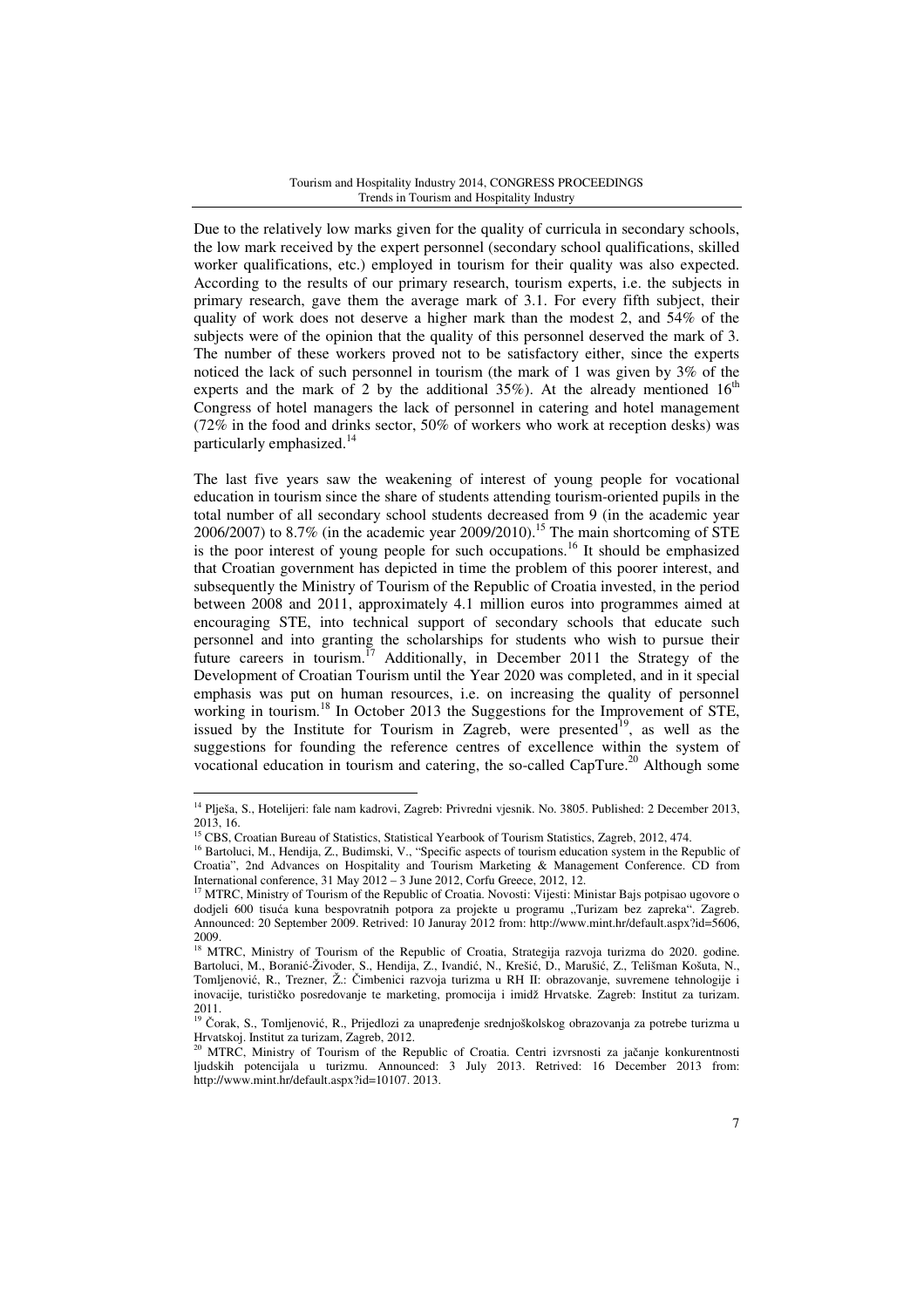Due to the relatively low marks given for the quality of curricula in secondary schools, the low mark received by the expert personnel (secondary school qualifications, skilled worker qualifications, etc.) employed in tourism for their quality was also expected. According to the results of our primary research, tourism experts, i.e. the subjects in primary research, gave them the average mark of 3.1. For every fifth subject, their quality of work does not deserve a higher mark than the modest 2, and 54% of the subjects were of the opinion that the quality of this personnel deserved the mark of 3. The number of these workers proved not to be satisfactory either, since the experts noticed the lack of such personnel in tourism (the mark of 1 was given by 3% of the experts and the mark of 2 by the additional 35%). At the already mentioned 16th Congress of hotel managers the lack of personnel in catering and hotel management (72% in the food and drinks sector, 50% of workers who work at reception desks) was particularly emphasized.[14]

The last five years saw the weakening of interest of young people for vocational education in tourism since the share of students attending tourism-oriented pupils in the total number of all secondary school students decreased from 9 (in the academic year 2006/2007) to 8.7% (in the academic year 2009/2010).[15] The main shortcoming of STE is the poor interest of young people for such occupations.[16] It should be emphasized that Croatian government has depicted in time the problem of this poorer interest, and subsequently the Ministry of Tourism of the Republic of Croatia invested, in the period between 2008 and 2011, approximately 4.1 million euros into programmes aimed at encouraging STE, into technical support of secondary schools that educate such personnel and into granting the scholarships for students who wish to pursue their future careers in tourism.[17] Additionally, in December 2011 the Strategy of the Development of Croatian Tourism until the Year 2020 was completed, and in it special emphasis was put on human resources, i.e. on increasing the quality of personnel working in tourism.[18] In October 2013 the Suggestions for the Improvement of STE, issued by the Institute for Tourism in Zagreb, were presented[19], as well as the suggestions for founding the reference centres of excellence within the system of vocational education in tourism and catering, the so-called CapTure.[20] Although some

---

[14] Plješa, S., Hotelijeri: fale nam kadrovi, Zagreb: Privredni vjesnik. No. 3805. Published: 2 December 2013, 2013, 16.

[15] CBS, Croatian Bureau of Statistics, Statistical Yearbook of Tourism Statistics, Zagreb, 2012, 474.

[16] Bartoluci, M., Hendija, Z., Budimski, V., "Specific aspects of tourism education system in the Republic of Croatia", 2nd Advances on Hospitality and Tourism Marketing & Management Conference. CD from International conference, 31 May 2012 – 3 June 2012, Corfu Greece, 2012, 12.

[17] MTRC, Ministry of Tourism of the Republic of Croatia. Novosti: Vijesti: Ministar Bajs potpisao ugovore o dodjeli 600 tisuća kuna bespovratnih potpora za projekte u programu „Turizam bez zapreka". Zagreb. Announced: 20 September 2009. Retrived: 10 Januray 2012 from: http://www.mint.hr/default.aspx?id=5606, 2009.

[18] MTRC, Ministry of Tourism of the Republic of Croatia, Strategija razvoja turizma do 2020. godine. Bartoluci, M., Boranić-Živoder, S., Hendija, Z., Ivandić, N., Krešić, D., Marušić, Z., Telišman Košuta, N., Tomljenović, R., Trezner, Ž.: Čimbenici razvoja turizma u RH II: obrazovanje, suvremene tehnologije i inovacije, turističko posredovanje te marketing, promocija i imidž Hrvatske. Zagreb: Institut za turizam. 2011.

[19] Čorak, S., Tomljenović, R., Prijedlozi za unapređenje srednjoškolskog obrazovanja za potrebe turizma u Hrvatskoj. Institut za turizam, Zagreb, 2012.

[20] MTRC, Ministry of Tourism of the Republic of Croatia. Centri izvrsnosti za jačanje konkurentnosti ljudskih potencijala u turizmu. Announced: 3 July 2013. Retrived: 16 December 2013 from: http://www.mint.hr/default.aspx?id=10107. 2013.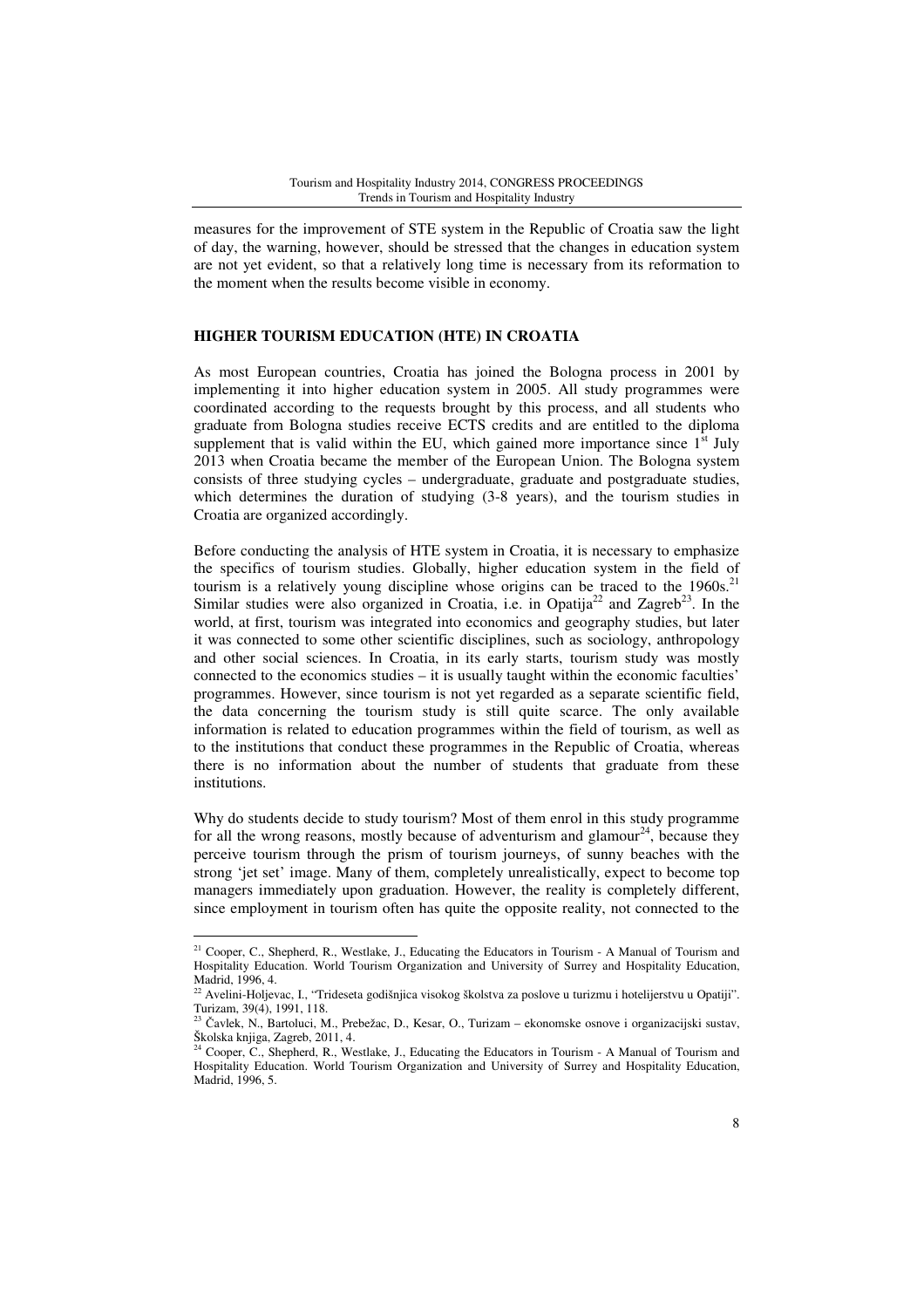measures for the improvement of STE system in the Republic of Croatia saw the light of day, the warning, however, should be stressed that the changes in education system are not yet evident, so that a relatively long time is necessary from its reformation to the moment when the results become visible in economy.

## HIGHER TOURISM EDUCATION (HTE) IN CROATIA

As most European countries, Croatia has joined the Bologna process in 2001 by implementing it into higher education system in 2005. All study programmes were coordinated according to the requests brought by this process, and all students who graduate from Bologna studies receive ECTS credits and are entitled to the diploma supplement that is valid within the EU, which gained more importance since 1st July 2013 when Croatia became the member of the European Union. The Bologna system consists of three studying cycles – undergraduate, graduate and postgraduate studies, which determines the duration of studying (3-8 years), and the tourism studies in Croatia are organized accordingly.

Before conducting the analysis of HTE system in Croatia, it is necessary to emphasize the specifics of tourism studies. Globally, higher education system in the field of tourism is a relatively young discipline whose origins can be traced to the 1960s.[21] Similar studies were also organized in Croatia, i.e. in Opatija[22] and Zagreb[23]. In the world, at first, tourism was integrated into economics and geography studies, but later it was connected to some other scientific disciplines, such as sociology, anthropology and other social sciences. In Croatia, in its early starts, tourism study was mostly connected to the economics studies – it is usually taught within the economic faculties' programmes. However, since tourism is not yet regarded as a separate scientific field, the data concerning the tourism study is still quite scarce. The only available information is related to education programmes within the field of tourism, as well as to the institutions that conduct these programmes in the Republic of Croatia, whereas there is no information about the number of students that graduate from these institutions.

Why do students decide to study tourism? Most of them enrol in this study programme for all the wrong reasons, mostly because of adventurism and glamour[24], because they perceive tourism through the prism of tourism journeys, of sunny beaches with the strong 'jet set' image. Many of them, completely unrealistically, expect to become top managers immediately upon graduation. However, the reality is completely different, since employment in tourism often has quite the opposite reality, not connected to the

---

[21] Cooper, C., Shepherd, R., Westlake, J., Educating the Educators in Tourism - A Manual of Tourism and Hospitality Education. World Tourism Organization and University of Surrey and Hospitality Education, Madrid, 1996, 4.

[22] Avelini-Holjevac, I., "Trideseta godišnjica visokog školstva za poslove u turizmu i hotelijerstvu u Opatiji". Turizam, 39(4), 1991, 118.

[23] Čavlek, N., Bartoluci, M., Prebežac, D., Kesar, O., Turizam – ekonomske osnove i organizacijski sustav, Školska knjiga, Zagreb, 2011, 4.

[24] Cooper, C., Shepherd, R., Westlake, J., Educating the Educators in Tourism - A Manual of Tourism and Hospitality Education. World Tourism Organization and University of Surrey and Hospitality Education, Madrid, 1996, 5.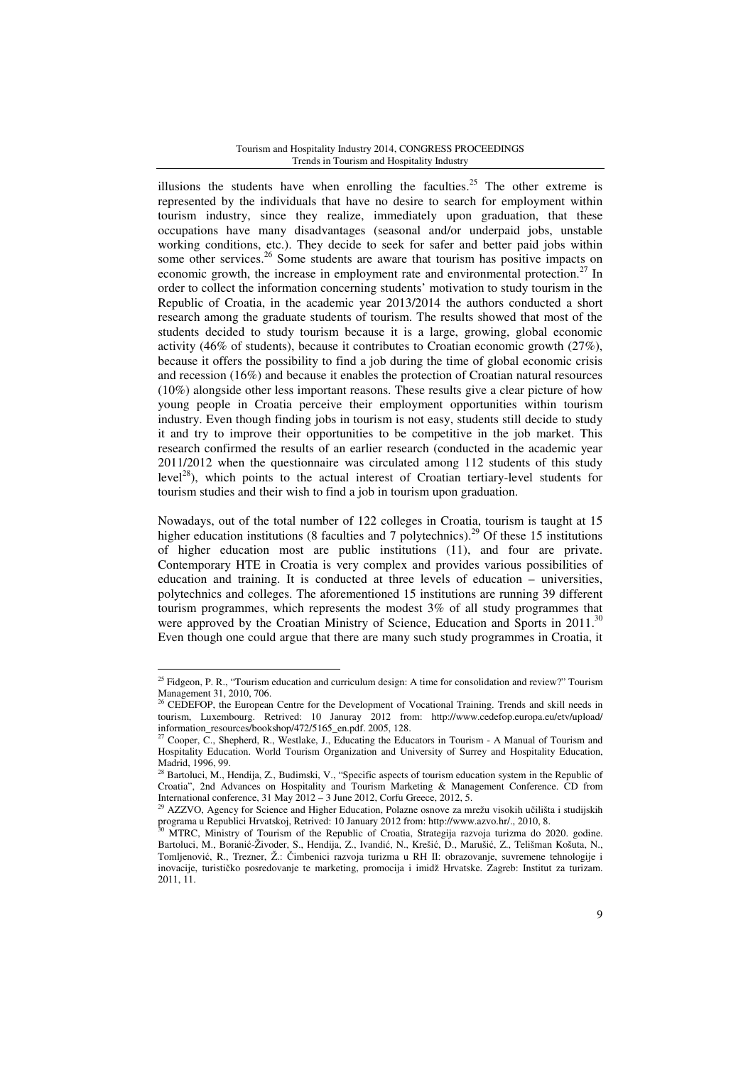illusions the students have when enrolling the faculties.[25] The other extreme is represented by the individuals that have no desire to search for employment within tourism industry, since they realize, immediately upon graduation, that these occupations have many disadvantages (seasonal and/or underpaid jobs, unstable working conditions, etc.). They decide to seek for safer and better paid jobs within some other services.[26] Some students are aware that tourism has positive impacts on economic growth, the increase in employment rate and environmental protection.[27] In order to collect the information concerning students' motivation to study tourism in the Republic of Croatia, in the academic year 2013/2014 the authors conducted a short research among the graduate students of tourism. The results showed that most of the students decided to study tourism because it is a large, growing, global economic activity (46% of students), because it contributes to Croatian economic growth (27%), because it offers the possibility to find a job during the time of global economic crisis and recession (16%) and because it enables the protection of Croatian natural resources (10%) alongside other less important reasons. These results give a clear picture of how young people in Croatia perceive their employment opportunities within tourism industry. Even though finding jobs in tourism is not easy, students still decide to study it and try to improve their opportunities to be competitive in the job market. This research confirmed the results of an earlier research (conducted in the academic year 2011/2012 when the questionnaire was circulated among 112 students of this study level[28]), which points to the actual interest of Croatian tertiary-level students for tourism studies and their wish to find a job in tourism upon graduation.

Nowadays, out of the total number of 122 colleges in Croatia, tourism is taught at 15 higher education institutions (8 faculties and 7 polytechnics).[29] Of these 15 institutions of higher education most are public institutions (11), and four are private. Contemporary HTE in Croatia is very complex and provides various possibilities of education and training. It is conducted at three levels of education – universities, polytechnics and colleges. The aforementioned 15 institutions are running 39 different tourism programmes, which represents the modest 3% of all study programmes that were approved by the Croatian Ministry of Science, Education and Sports in 2011.[30] Even though one could argue that there are many such study programmes in Croatia, it

---

[25] Fidgeon, P. R., "Tourism education and curriculum design: A time for consolidation and review?" Tourism Management 31, 2010, 706.

[26] CEDEFOP, the European Centre for the Development of Vocational Training. Trends and skill needs in tourism, Luxembourg. Retrived: 10 Januray 2012 from: http://www.cedefop.europa.eu/etv/upload/information_resources/bookshop/472/5165_en.pdf. 2005, 128.

[27] Cooper, C., Shepherd, R., Westlake, J., Educating the Educators in Tourism - A Manual of Tourism and Hospitality Education. World Tourism Organization and University of Surrey and Hospitality Education, Madrid, 1996, 99.

[28] Bartoluci, M., Hendija, Z., Budimski, V., "Specific aspects of tourism education system in the Republic of Croatia", 2nd Advances on Hospitality and Tourism Marketing & Management Conference. CD from International conference, 31 May 2012 – 3 June 2012, Corfu Greece, 2012, 5.

[29] AZZVO, Agency for Science and Higher Education, Polazne osnove za mrežu visokih učilišta i studijskih programa u Republici Hrvatskoj, Retrived: 10 January 2012 from: http://www.azvo.hr/., 2010, 8.

[30] MTRC, Ministry of Tourism of the Republic of Croatia, Strategija razvoja turizma do 2020. godine. Bartoluci, M., Boranić-Živoder, S., Hendija, Z., Ivandić, N., Krešić, D., Marušić, Z., Telišman Košuta, N., Tomljenović, R., Trezner, Ž.: Čimbenici razvoja turizma u RH II: obrazovanje, suvremene tehnologije i inovacije, turističko posredovanje te marketing, promocija i imidž Hrvatske. Zagreb: Institut za turizam. 2011, 11.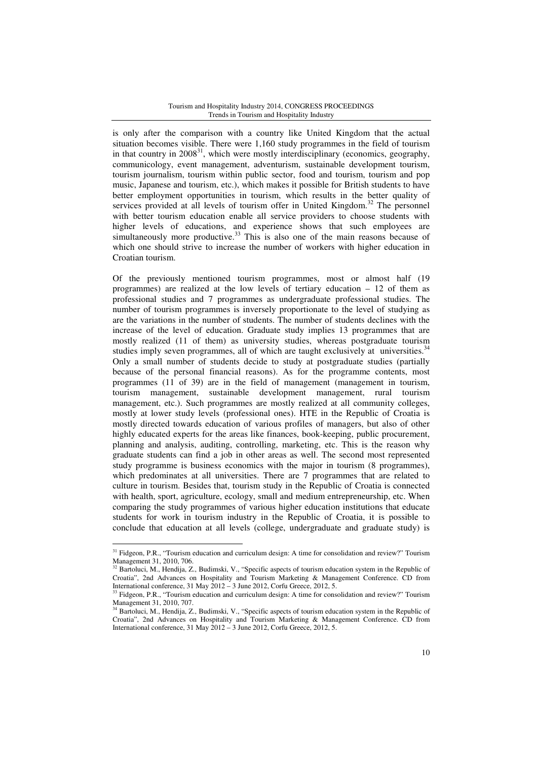is only after the comparison with a country like United Kingdom that the actual situation becomes visible. There were 1,160 study programmes in the field of tourism in that country in 2008[31], which were mostly interdisciplinary (economics, geography, communicology, event management, adventurism, sustainable development tourism, tourism journalism, tourism within public sector, food and tourism, tourism and pop music, Japanese and tourism, etc.), which makes it possible for British students to have better employment opportunities in tourism, which results in the better quality of services provided at all levels of tourism offer in United Kingdom.[32] The personnel with better tourism education enable all service providers to choose students with higher levels of educations, and experience shows that such employees are simultaneously more productive.[33] This is also one of the main reasons because of which one should strive to increase the number of workers with higher education in Croatian tourism.

Of the previously mentioned tourism programmes, most or almost half (19 programmes) are realized at the low levels of tertiary education – 12 of them as professional studies and 7 programmes as undergraduate professional studies. The number of tourism programmes is inversely proportionate to the level of studying as are the variations in the number of students. The number of students declines with the increase of the level of education. Graduate study implies 13 programmes that are mostly realized (11 of them) as university studies, whereas postgraduate tourism studies imply seven programmes, all of which are taught exclusively at universities.[34] Only a small number of students decide to study at postgraduate studies (partially because of the personal financial reasons). As for the programme contents, most programmes (11 of 39) are in the field of management (management in tourism, tourism management, sustainable development management, rural tourism management, etc.). Such programmes are mostly realized at all community colleges, mostly at lower study levels (professional ones). HTE in the Republic of Croatia is mostly directed towards education of various profiles of managers, but also of other highly educated experts for the areas like finances, book-keeping, public procurement, planning and analysis, auditing, controlling, marketing, etc. This is the reason why graduate students can find a job in other areas as well. The second most represented study programme is business economics with the major in tourism (8 programmes), which predominates at all universities. There are 7 programmes that are related to culture in tourism. Besides that, tourism study in the Republic of Croatia is connected with health, sport, agriculture, ecology, small and medium entrepreneurship, etc. When comparing the study programmes of various higher education institutions that educate students for work in tourism industry in the Republic of Croatia, it is possible to conclude that education at all levels (college, undergraduate and graduate study) is

---

[31] Fidgeon, P.R., "Tourism education and curriculum design: A time for consolidation and review?" Tourism Management 31, 2010, 706.

[32] Bartoluci, M., Hendija, Z., Budimski, V., "Specific aspects of tourism education system in the Republic of Croatia", 2nd Advances on Hospitality and Tourism Marketing & Management Conference. CD from International conference, 31 May 2012 – 3 June 2012, Corfu Greece, 2012, 5.

[33] Fidgeon, P.R., "Tourism education and curriculum design: A time for consolidation and review?" Tourism Management 31, 2010, 707.

[34] Bartoluci, M., Hendija, Z., Budimski, V., "Specific aspects of tourism education system in the Republic of Croatia", 2nd Advances on Hospitality and Tourism Marketing & Management Conference. CD from International conference, 31 May 2012 – 3 June 2012, Corfu Greece, 2012, 5.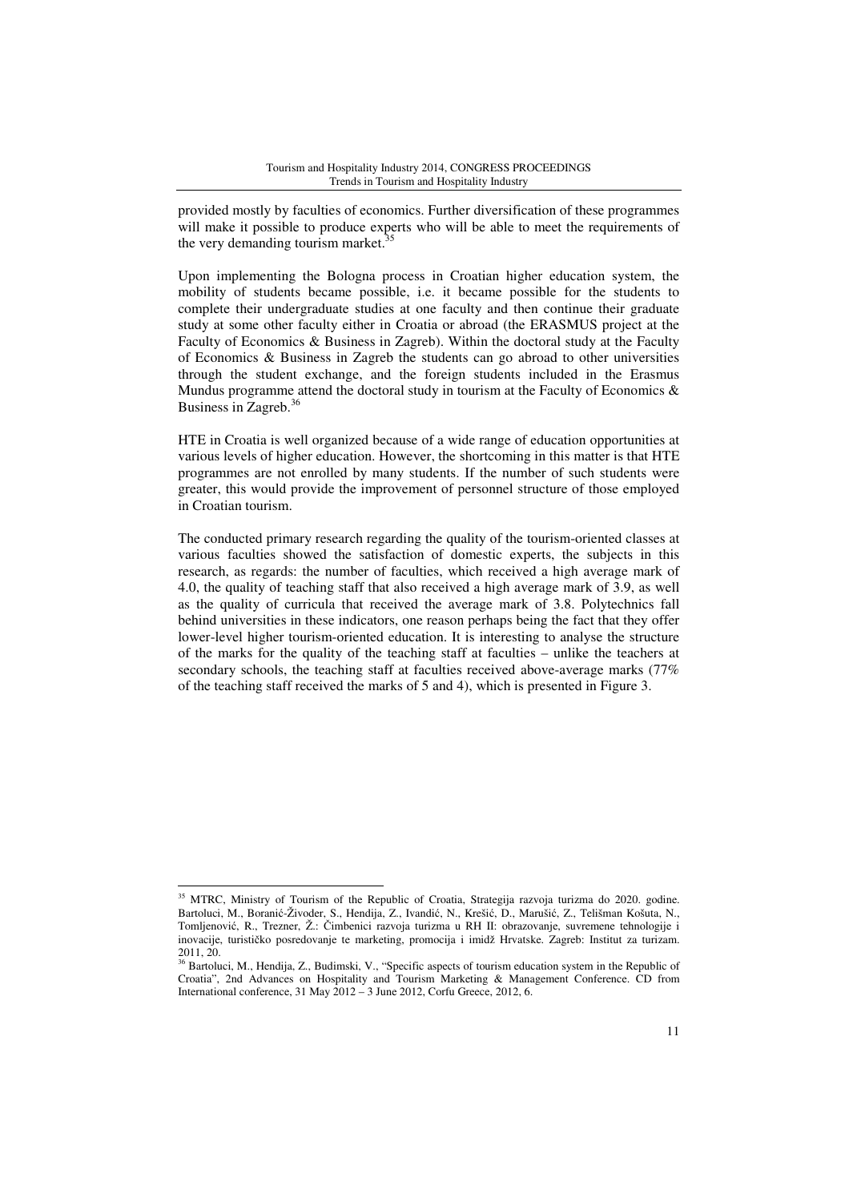provided mostly by faculties of economics. Further diversification of these programmes will make it possible to produce experts who will be able to meet the requirements of the very demanding tourism market.[35]

Upon implementing the Bologna process in Croatian higher education system, the mobility of students became possible, i.e. it became possible for the students to complete their undergraduate studies at one faculty and then continue their graduate study at some other faculty either in Croatia or abroad (the ERASMUS project at the Faculty of Economics & Business in Zagreb). Within the doctoral study at the Faculty of Economics & Business in Zagreb the students can go abroad to other universities through the student exchange, and the foreign students included in the Erasmus Mundus programme attend the doctoral study in tourism at the Faculty of Economics & Business in Zagreb.[36]

HTE in Croatia is well organized because of a wide range of education opportunities at various levels of higher education. However, the shortcoming in this matter is that HTE programmes are not enrolled by many students. If the number of such students were greater, this would provide the improvement of personnel structure of those employed in Croatian tourism.

The conducted primary research regarding the quality of the tourism-oriented classes at various faculties showed the satisfaction of domestic experts, the subjects in this research, as regards: the number of faculties, which received a high average mark of 4.0, the quality of teaching staff that also received a high average mark of 3.9, as well as the quality of curricula that received the average mark of 3.8. Polytechnics fall behind universities in these indicators, one reason perhaps being the fact that they offer lower-level higher tourism-oriented education. It is interesting to analyse the structure of the marks for the quality of the teaching staff at faculties – unlike the teachers at secondary schools, the teaching staff at faculties received above-average marks (77% of the teaching staff received the marks of 5 and 4), which is presented in Figure 3.

---

[35] MTRC, Ministry of Tourism of the Republic of Croatia, Strategija razvoja turizma do 2020. godine. Bartoluci, M., Boranić-Živoder, S., Hendija, Z., Ivandić, N., Krešić, D., Marušić, Z., Telišman Košuta, N., Tomljenović, R., Trezner, Ž.: Čimbenici razvoja turizma u RH II: obrazovanje, suvremene tehnologije i inovacije, turističko posredovanje te marketing, promocija i imidž Hrvatske. Zagreb: Institut za turizam. 2011, 20.

[36] Bartoluci, M., Hendija, Z., Budimski, V., "Specific aspects of tourism education system in the Republic of Croatia", 2nd Advances on Hospitality and Tourism Marketing & Management Conference. CD from International conference, 31 May 2012 – 3 June 2012, Corfu Greece, 2012, 6.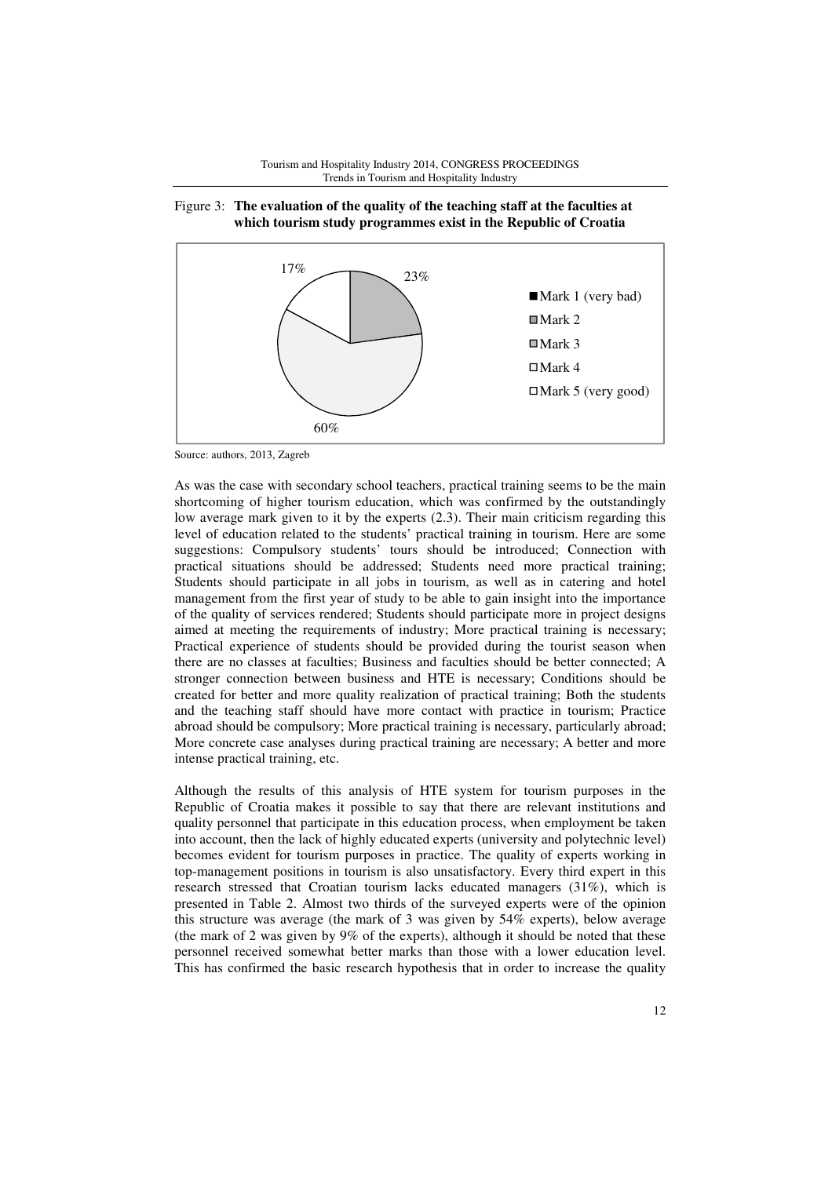Figure 3: **The evaluation of the quality of the teaching staff at the faculties at which tourism study programmes exist in the Republic of Croatia**

Source: authors, 2013, Zagreb

As was the case with secondary school teachers, practical training seems to be the main shortcoming of higher tourism education, which was confirmed by the outstandingly low average mark given to it by the experts (2.3). Their main criticism regarding this level of education related to the students' practical training in tourism. Here are some suggestions: Compulsory students' tours should be introduced; Connection with practical situations should be addressed; Students need more practical training; Students should participate in all jobs in tourism, as well as in catering and hotel management from the first year of study to be able to gain insight into the importance of the quality of services rendered; Students should participate more in project designs aimed at meeting the requirements of industry; More practical training is necessary; Practical experience of students should be provided during the tourist season when there are no classes at faculties; Business and faculties should be better connected; A stronger connection between business and HTE is necessary; Conditions should be created for better and more quality realization of practical training; Both the students and the teaching staff should have more contact with practice in tourism; Practice abroad should be compulsory; More practical training is necessary, particularly abroad; More concrete case analyses during practical training are necessary; A better and more intense practical training, etc.

Although the results of this analysis of HTE system for tourism purposes in the Republic of Croatia makes it possible to say that there are relevant institutions and quality personnel that participate in this education process, when employment be taken into account, then the lack of highly educated experts (university and polytechnic level) becomes evident for tourism purposes in practice. The quality of experts working in top-management positions in tourism is also unsatisfactory. Every third expert in this research stressed that Croatian tourism lacks educated managers (31%), which is presented in Table 2. Almost two thirds of the surveyed experts were of the opinion this structure was average (the mark of 3 was given by 54% experts), below average (the mark of 2 was given by 9% of the experts), although it should be noted that these personnel received somewhat better marks than those with a lower education level. This has confirmed the basic research hypothesis that in order to increase the quality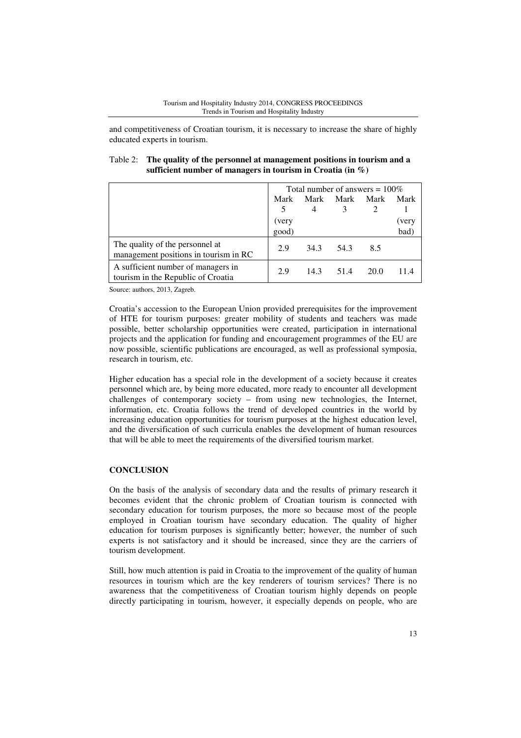and competitiveness of Croatian tourism, it is necessary to increase the share of highly educated experts in tourism.

Table 2: **The quality of the personnel at management positions in tourism and a sufficient number of managers in tourism in Croatia (in %)**

| | Total number of answers = 100% | | | | |
|---|---|---|---|---|---|
| | Mark 5 (very good) | Mark 4 | Mark 3 | Mark 2 | Mark 1 (very bad) |
| The quality of the personnel at management positions in tourism in RC | 2.9 | 34.3 | 54.3 | 8.5 | |
| A sufficient number of managers in tourism in the Republic of Croatia | 2.9 | 14.3 | 51.4 | 20.0 | 11.4 |

Source: authors, 2013, Zagreb.

Croatia's accession to the European Union provided prerequisites for the improvement of HTE for tourism purposes: greater mobility of students and teachers was made possible, better scholarship opportunities were created, participation in international projects and the application for funding and encouragement programmes of the EU are now possible, scientific publications are encouraged, as well as professional symposia, research in tourism, etc.

Higher education has a special role in the development of a society because it creates personnel which are, by being more educated, more ready to encounter all development challenges of contemporary society – from using new technologies, the Internet, information, etc. Croatia follows the trend of developed countries in the world by increasing education opportunities for tourism purposes at the highest education level, and the diversification of such curricula enables the development of human resources that will be able to meet the requirements of the diversified tourism market.

## CONCLUSION

On the basis of the analysis of secondary data and the results of primary research it becomes evident that the chronic problem of Croatian tourism is connected with secondary education for tourism purposes, the more so because most of the people employed in Croatian tourism have secondary education. The quality of higher education for tourism purposes is significantly better; however, the number of such experts is not satisfactory and it should be increased, since they are the carriers of tourism development.

Still, how much attention is paid in Croatia to the improvement of the quality of human resources in tourism which are the key renderers of tourism services? There is no awareness that the competitiveness of Croatian tourism highly depends on people directly participating in tourism, however, it especially depends on people, who are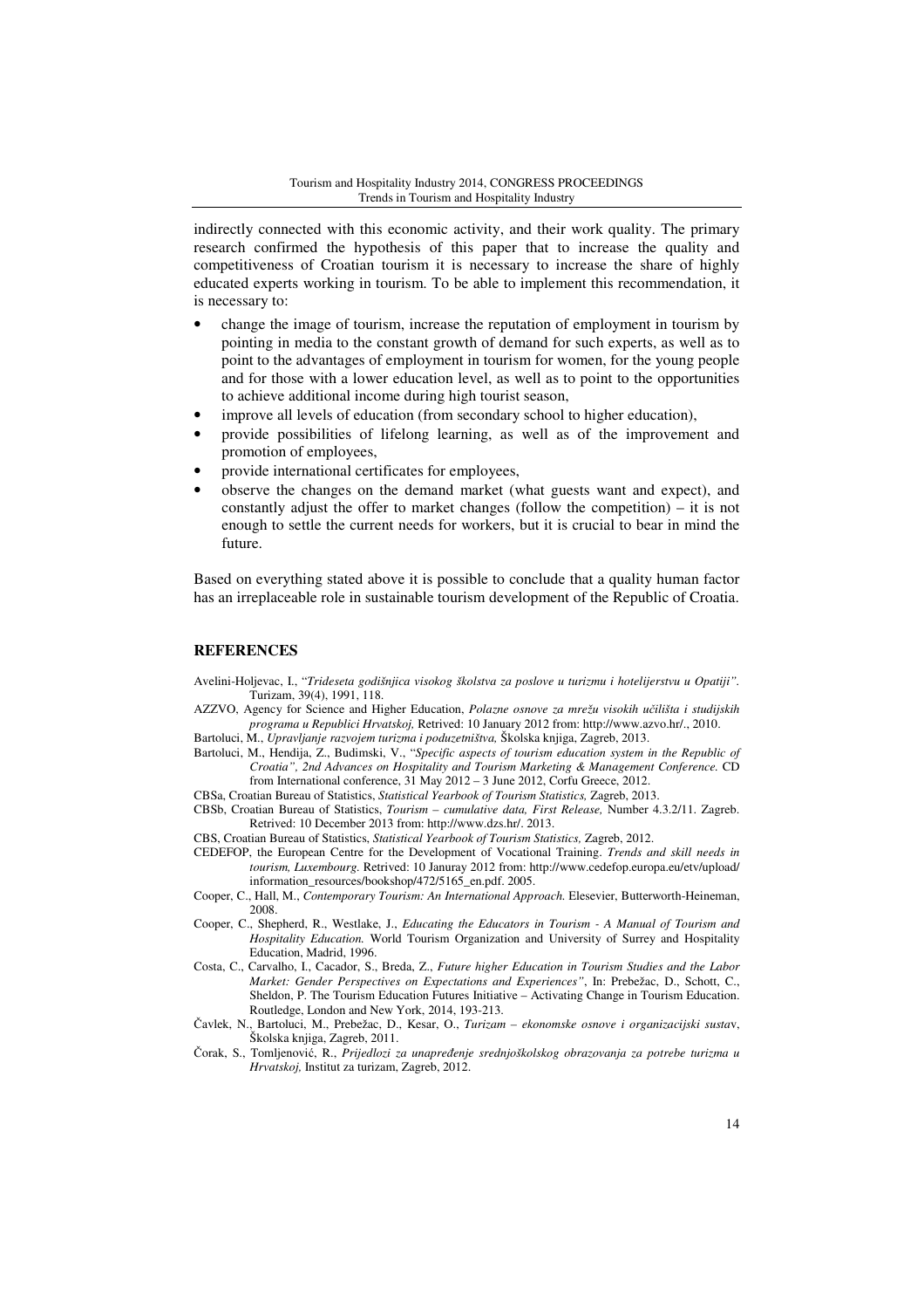indirectly connected with this economic activity, and their work quality. The primary research confirmed the hypothesis of this paper that to increase the quality and competitiveness of Croatian tourism it is necessary to increase the share of highly educated experts working in tourism. To be able to implement this recommendation, it is necessary to:

- change the image of tourism, increase the reputation of employment in tourism by pointing in media to the constant growth of demand for such experts, as well as to point to the advantages of employment in tourism for women, for the young people and for those with a lower education level, as well as to point to the opportunities to achieve additional income during high tourist season,
- improve all levels of education (from secondary school to higher education),
- provide possibilities of lifelong learning, as well as of the improvement and promotion of employees,
- provide international certificates for employees,
- observe the changes on the demand market (what guests want and expect), and constantly adjust the offer to market changes (follow the competition) – it is not enough to settle the current needs for workers, but it is crucial to bear in mind the future.

Based on everything stated above it is possible to conclude that a quality human factor has an irreplaceable role in sustainable tourism development of the Republic of Croatia.

## REFERENCES

Avelini-Holjevac, I., "*Trideseta godišnjica visokog školstva za poslove u turizmu i hotelijerstvu u Opatiji"*. Turizam, 39(4), 1991, 118.

AZZVO, Agency for Science and Higher Education, *Polazne osnove za mrežu visokih učilišta i studijskih programa u Republici Hrvatskoj,* Retrived: 10 January 2012 from: http://www.azvo.hr/., 2010.

Bartoluci, M., *Upravljanje razvojem turizma i poduzetništva,* Školska knjiga, Zagreb, 2013.

Bartoluci, M., Hendija, Z., Budimski, V., "*Specific aspects of tourism education system in the Republic of Croatia", 2nd Advances on Hospitality and Tourism Marketing & Management Conference.* CD from International conference, 31 May 2012 – 3 June 2012, Corfu Greece, 2012.

CBSa, Croatian Bureau of Statistics, *Statistical Yearbook of Tourism Statistics,* Zagreb, 2013.

CBSb, Croatian Bureau of Statistics, *Tourism – cumulative data, First Release,* Number 4.3.2/11. Zagreb. Retrived: 10 December 2013 from: http://www.dzs.hr/. 2013.

CBS, Croatian Bureau of Statistics, *Statistical Yearbook of Tourism Statistics,* Zagreb, 2012.

CEDEFOP, the European Centre for the Development of Vocational Training. *Trends and skill needs in tourism, Luxembourg.* Retrived: 10 Januray 2012 from: http://www.cedefop.europa.eu/etv/upload/information_resources/bookshop/472/5165_en.pdf. 2005.

Cooper, C., Hall, M., *Contemporary Tourism: An International Approach.* Elesevier, Butterworth-Heineman, 2008.

Cooper, C., Shepherd, R., Westlake, J., *Educating the Educators in Tourism - A Manual of Tourism and Hospitality Education.* World Tourism Organization and University of Surrey and Hospitality Education, Madrid, 1996.

Costa, C., Carvalho, I., Cacador, S., Breda, Z., *Future higher Education in Tourism Studies and the Labor Market: Gender Perspectives on Expectations and Experiences"*, In: Prebežac, D., Schott, C., Sheldon, P. The Tourism Education Futures Initiative – Activating Change in Tourism Education. Routledge, London and New York, 2014, 193-213.

Čavlek, N., Bartoluci, M., Prebežac, D., Kesar, O., *Turizam – ekonomske osnove i organizacijski sustav*, Školska knjiga, Zagreb, 2011.

Čorak, S., Tomljenović, R., *Prijedlozi za unapređenje srednjoškolskog obrazovanja za potrebe turizma u Hrvatskoj,* Institut za turizam, Zagreb, 2012.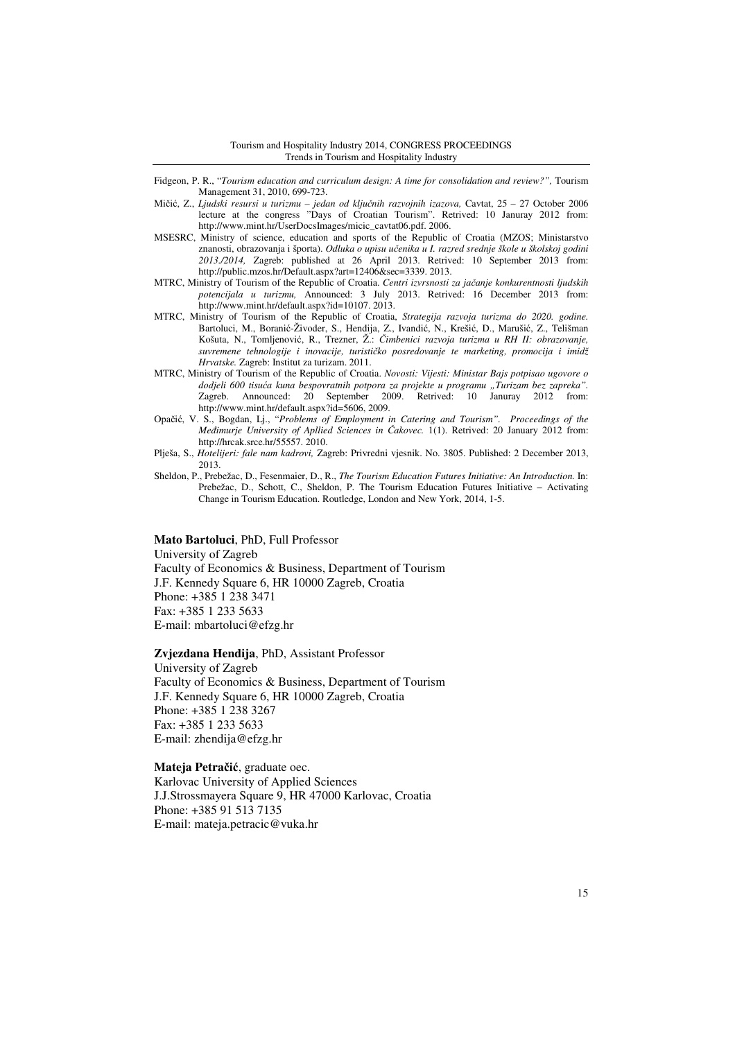Fidgeon, P. R., "*Tourism education and curriculum design: A time for consolidation and review?",* Tourism Management 31, 2010, 699-723.

Mičić, Z., *Ljudski resursi u turizmu – jedan od ključnih razvojnih izazova,* Cavtat, 25 – 27 October 2006 lecture at the congress "Days of Croatian Tourism". Retrived: 10 Januray 2012 from: http://www.mint.hr/UserDocsImages/micic_cavtat06.pdf. 2006.

MSESRC, Ministry of science, education and sports of the Republic of Croatia (MZOS; Ministarstvo znanosti, obrazovanja i športa). *Odluka o upisu učenika u I. razred srednje škole u školskoj godini 2013./2014,* Zagreb: published at 26 April 2013. Retrived: 10 September 2013 from: http://public.mzos.hr/Default.aspx?art=12406&sec=3339. 2013.

MTRC, Ministry of Tourism of the Republic of Croatia. *Centri izvrsnosti za jačanje konkurentnosti ljudskih potencijala u turizmu,* Announced: 3 July 2013. Retrived: 16 December 2013 from: http://www.mint.hr/default.aspx?id=10107. 2013.

MTRC, Ministry of Tourism of the Republic of Croatia, *Strategija razvoja turizma do 2020. godine.* Bartoluci, M., Boranić-Živoder, S., Hendija, Z., Ivandić, N., Krešić, D., Marušić, Z., Telišman Košuta, N., Tomljenović, R., Trezner, Ž.: *Čimbenici razvoja turizma u RH II: obrazovanje, suvremene tehnologije i inovacije, turističko posredovanje te marketing, promocija i imidž Hrvatske.* Zagreb: Institut za turizam. 2011.

MTRC, Ministry of Tourism of the Republic of Croatia. *Novosti: Vijesti: Ministar Bajs potpisao ugovore o dodjeli 600 tisuća kuna bespovratnih potpora za projekte u programu „Turizam bez zapreka".* Zagreb. Announced: 20 September 2009. Retrived: 10 Januray 2012 from: http://www.mint.hr/default.aspx?id=5606, 2009.

Opačić, V. S., Bogdan, Lj., "*Problems of Employment in Catering and Tourism". Proceedings of the Međimurje University of Apllied Sciences in Čakovec.* 1(1). Retrived: 20 January 2012 from: http://hrcak.srce.hr/55557. 2010.

Plješa, S., *Hotelijeri: fale nam kadrovi,* Zagreb: Privredni vjesnik. No. 3805. Published: 2 December 2013, 2013.

Sheldon, P., Prebežac, D., Fesenmaier, D., R., *The Tourism Education Futures Initiative: An Introduction.* In: Prebežac, D., Schott, C., Sheldon, P. The Tourism Education Futures Initiative – Activating Change in Tourism Education. Routledge, London and New York, 2014, 1-5.

**Mato Bartoluci**, PhD, Full Professor
University of Zagreb
Faculty of Economics & Business, Department of Tourism
J.F. Kennedy Square 6, HR 10000 Zagreb, Croatia
Phone: +385 1 238 3471
Fax: +385 1 233 5633
E-mail: mbartoluci@efzg.hr

**Zvjezdana Hendija**, PhD, Assistant Professor
University of Zagreb
Faculty of Economics & Business, Department of Tourism
J.F. Kennedy Square 6, HR 10000 Zagreb, Croatia
Phone: +385 1 238 3267
Fax: +385 1 233 5633
E-mail: zhendija@efzg.hr

**Mateja Petračić**, graduate oec.
Karlovac University of Applied Sciences
J.J.Strossmayera Square 9, HR 47000 Karlovac, Croatia
Phone: +385 91 513 7135
E-mail: mateja.petracic@vuka.hr